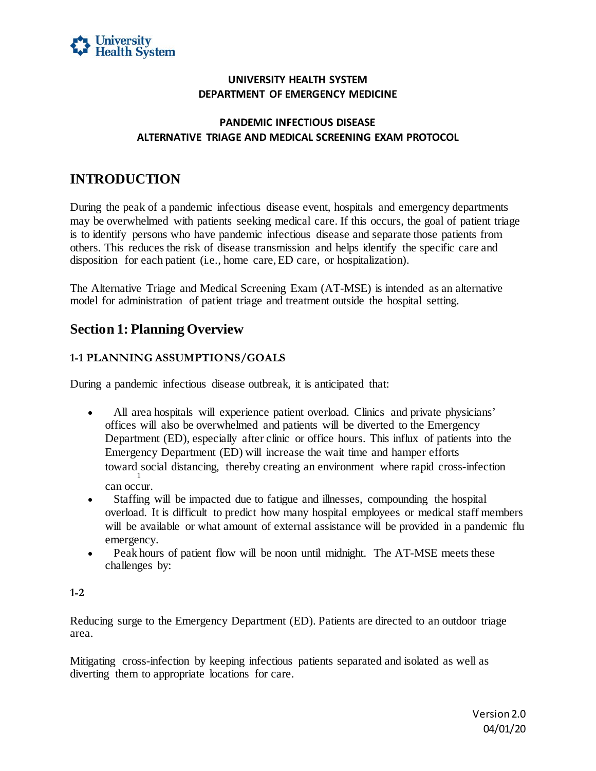**UNIVERSITY HEALTH SYSTEM**
**DEPARTMENT OF EMERGENCY MEDICINE**

**PANDEMIC INFECTIOUS DISEASE**
**ALTERNATIVE TRIAGE AND MEDICAL SCREENING EXAM PROTOCOL**

# INTRODUCTION

During the peak of a pandemic infectious disease event, hospitals and emergency departments may be overwhelmed with patients seeking medical care. If this occurs, the goal of patient triage is to identify persons who have pandemic infectious disease and separate those patients from others. This reduces the risk of disease transmission and helps identify the specific care and disposition for each patient (i.e., home care, ED care, or hospitalization).

The Alternative Triage and Medical Screening Exam (AT-MSE) is intended as an alternative model for administration of patient triage and treatment outside the hospital setting.

## Section 1: Planning Overview

### 1-1 PLANNING ASSUMPTIONS/GOALS

During a pandemic infectious disease outbreak, it is anticipated that:

- All area hospitals will experience patient overload. Clinics and private physicians' offices will also be overwhelmed and patients will be diverted to the Emergency Department (ED), especially after clinic or office hours. This influx of patients into the Emergency Department (ED) will increase the wait time and hamper efforts toward social distancing, thereby creating an environment where rapid cross-infection can occur.[1]
- Staffing will be impacted due to fatigue and illnesses, compounding the hospital overload. It is difficult to predict how many hospital employees or medical staff members will be available or what amount of external assistance will be provided in a pandemic flu emergency.
- Peak hours of patient flow will be noon until midnight. The AT-MSE meets these challenges by:

**1-2**

Reducing surge to the Emergency Department (ED). Patients are directed to an outdoor triage area.

Mitigating cross-infection by keeping infectious patients separated and isolated as well as diverting them to appropriate locations for care.

Version 2.0
04/01/20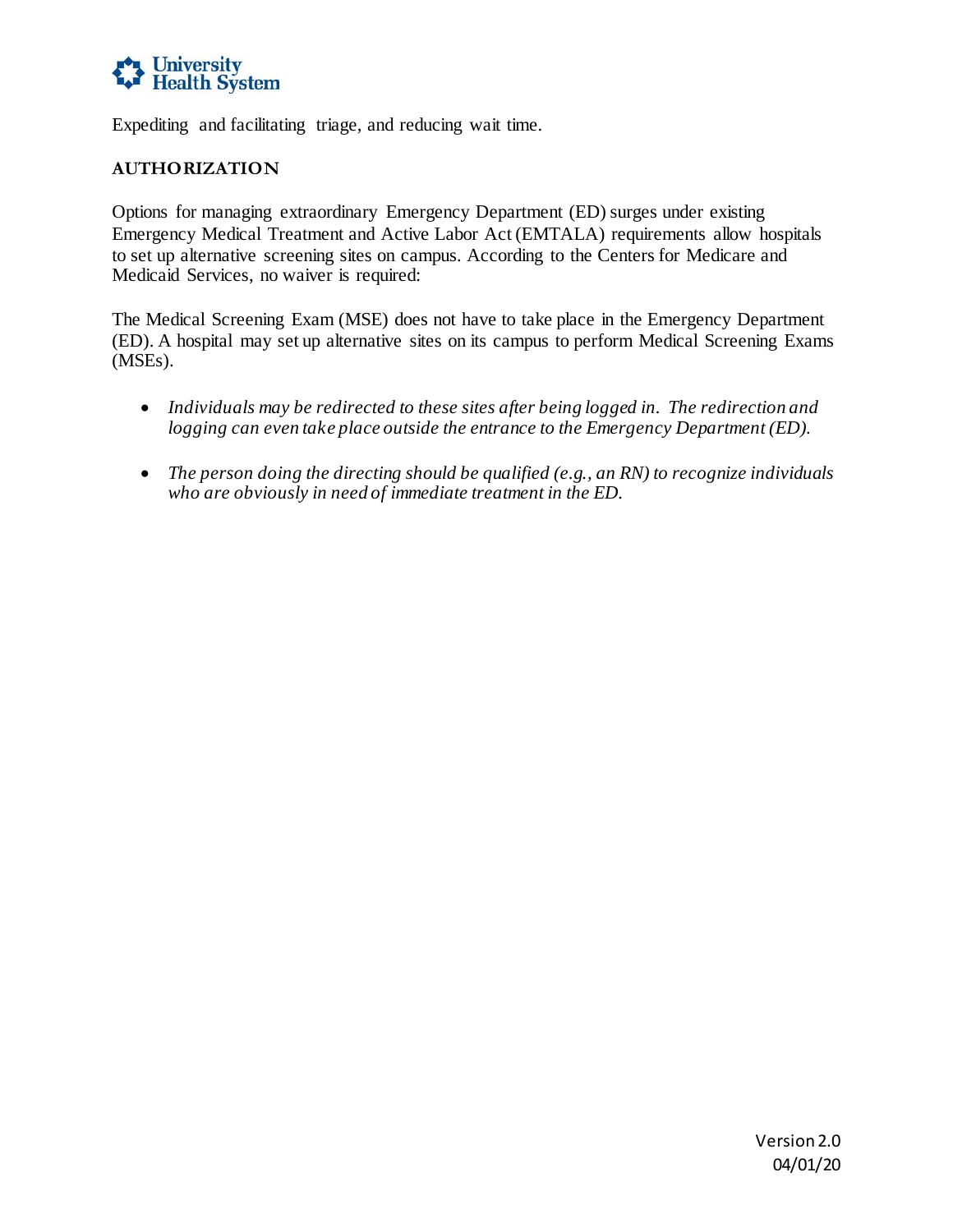Expediting and facilitating triage, and reducing wait time.

## AUTHORIZATION

Options for managing extraordinary Emergency Department (ED) surges under existing Emergency Medical Treatment and Active Labor Act (EMTALA) requirements allow hospitals to set up alternative screening sites on campus. According to the Centers for Medicare and Medicaid Services, no waiver is required:

The Medical Screening Exam (MSE) does not have to take place in the Emergency Department (ED). A hospital may set up alternative sites on its campus to perform Medical Screening Exams (MSEs).

- *Individuals may be redirected to these sites after being logged in. The redirection and logging can even take place outside the entrance to the Emergency Department (ED).*
- *The person doing the directing should be qualified (e.g., an RN) to recognize individuals who are obviously in need of immediate treatment in the ED.*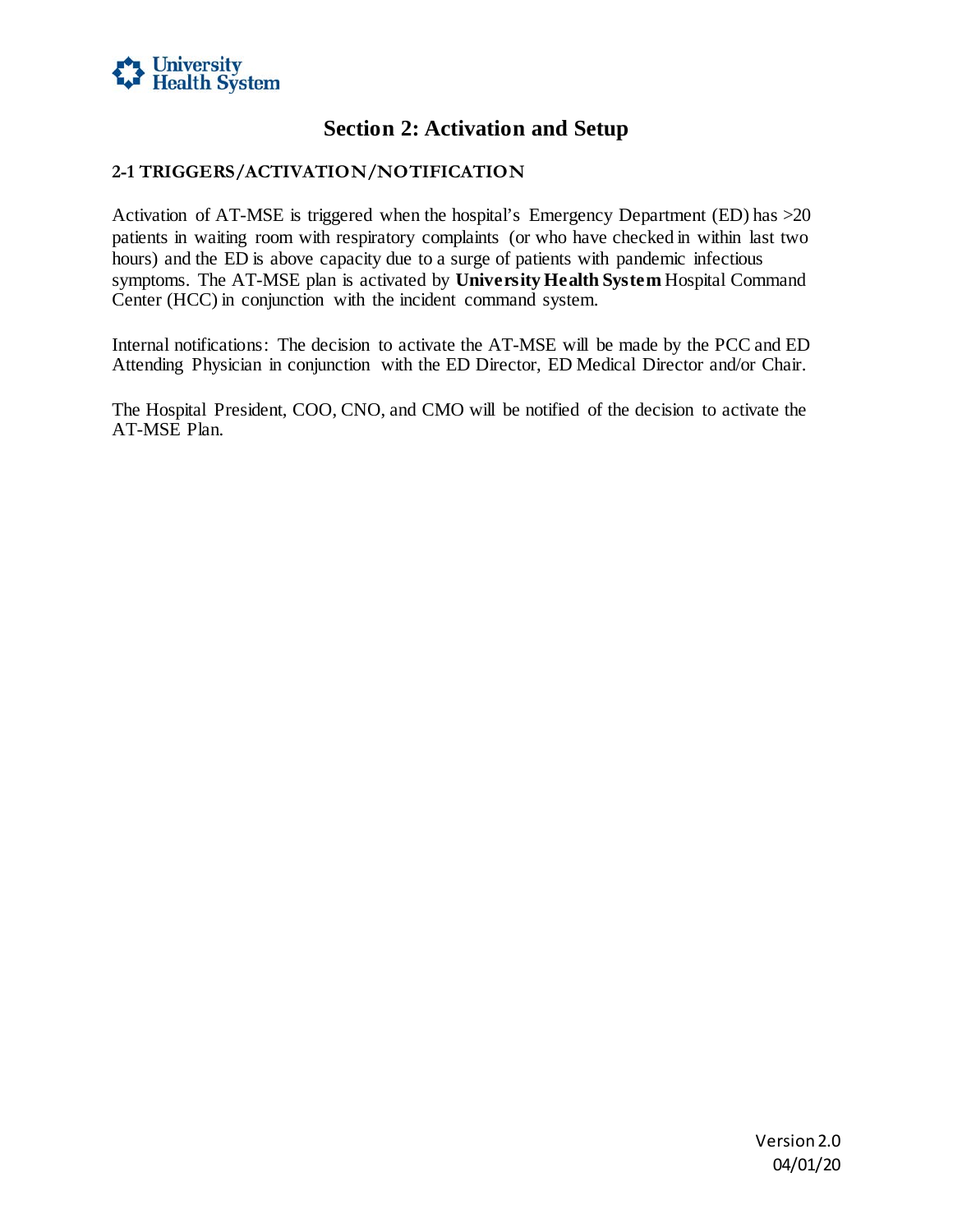# Section 2: Activation and Setup

## 2-1 TRIGGERS/ACTIVATION/NOTIFICATION

Activation of AT-MSE is triggered when the hospital's Emergency Department (ED) has >20 patients in waiting room with respiratory complaints (or who have checked in within last two hours) and the ED is above capacity due to a surge of patients with pandemic infectious symptoms. The AT-MSE plan is activated by **University Health System** Hospital Command Center (HCC) in conjunction with the incident command system.

Internal notifications: The decision to activate the AT-MSE will be made by the PCC and ED Attending Physician in conjunction with the ED Director, ED Medical Director and/or Chair.

The Hospital President, COO, CNO, and CMO will be notified of the decision to activate the AT-MSE Plan.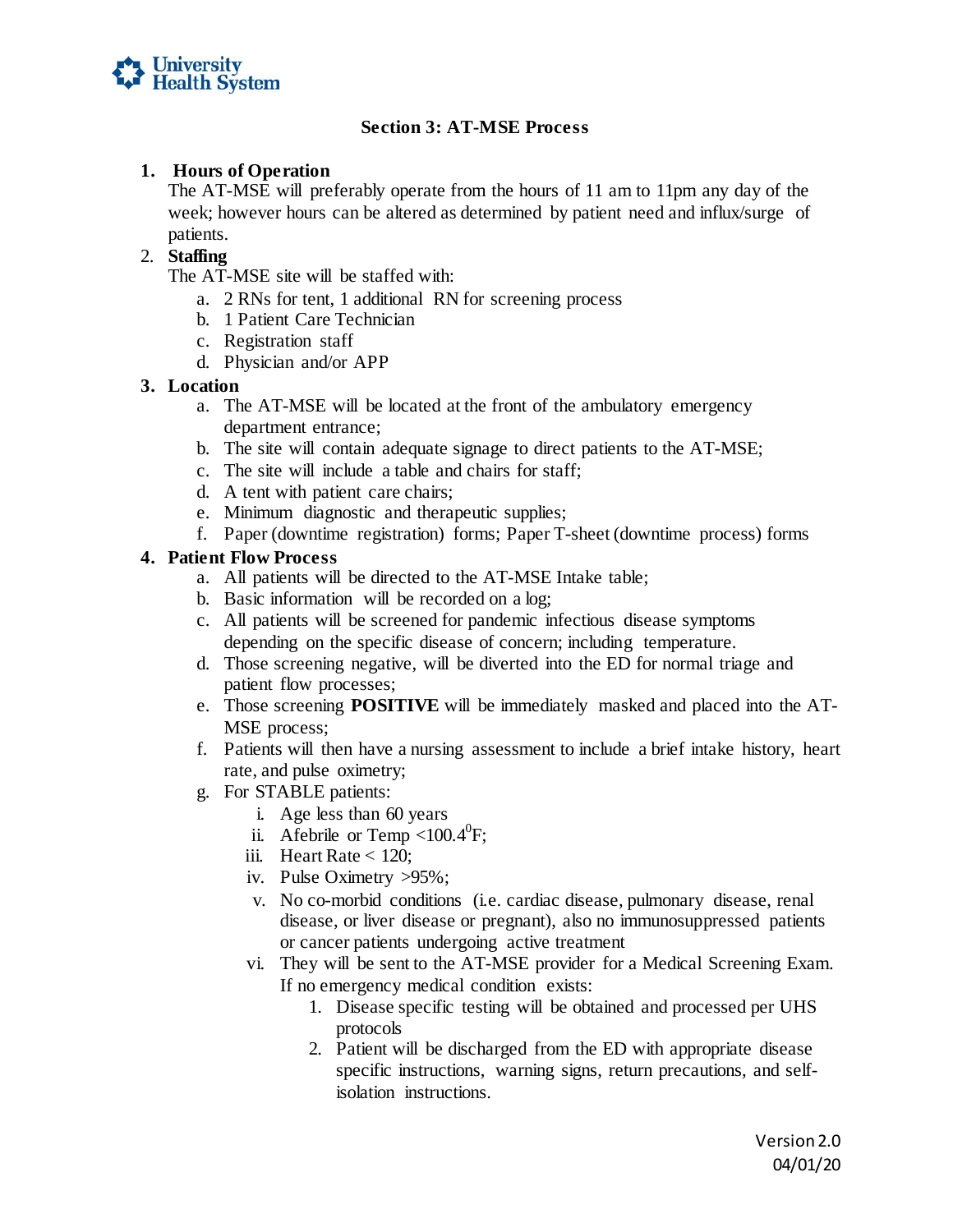## Section 3: AT-MSE Process

1. **Hours of Operation**
   The AT-MSE will preferably operate from the hours of 11 am to 11pm any day of the week; however hours can be altered as determined by patient need and influx/surge of patients.
2. **Staffing**
   The AT-MSE site will be staffed with:
   a. 2 RNs for tent, 1 additional RN for screening process
   b. 1 Patient Care Technician
   c. Registration staff
   d. Physician and/or APP
3. **Location**
   a. The AT-MSE will be located at the front of the ambulatory emergency department entrance;
   b. The site will contain adequate signage to direct patients to the AT-MSE;
   c. The site will include a table and chairs for staff;
   d. A tent with patient care chairs;
   e. Minimum diagnostic and therapeutic supplies;
   f. Paper (downtime registration) forms; Paper T-sheet (downtime process) forms
4. **Patient Flow Process**
   a. All patients will be directed to the AT-MSE Intake table;
   b. Basic information will be recorded on a log;
   c. All patients will be screened for pandemic infectious disease symptoms depending on the specific disease of concern; including temperature.
   d. Those screening negative, will be diverted into the ED for normal triage and patient flow processes;
   e. Those screening **POSITIVE** will be immediately masked and placed into the AT-MSE process;
   f. Patients will then have a nursing assessment to include a brief intake history, heart rate, and pulse oximetry;
   g. For STABLE patients:
      i. Age less than 60 years
      ii. Afebrile or Temp <100.4$^0$F;
      iii. Heart Rate < 120;
      iv. Pulse Oximetry >95%;
      v. No co-morbid conditions (i.e. cardiac disease, pulmonary disease, renal disease, or liver disease or pregnant), also no immunosuppressed patients or cancer patients undergoing active treatment
      vi. They will be sent to the AT-MSE provider for a Medical Screening Exam. If no emergency medical condition exists:
         1. Disease specific testing will be obtained and processed per UHS protocols
         2. Patient will be discharged from the ED with appropriate disease specific instructions, warning signs, return precautions, and self-isolation instructions.

Version 2.0
04/01/20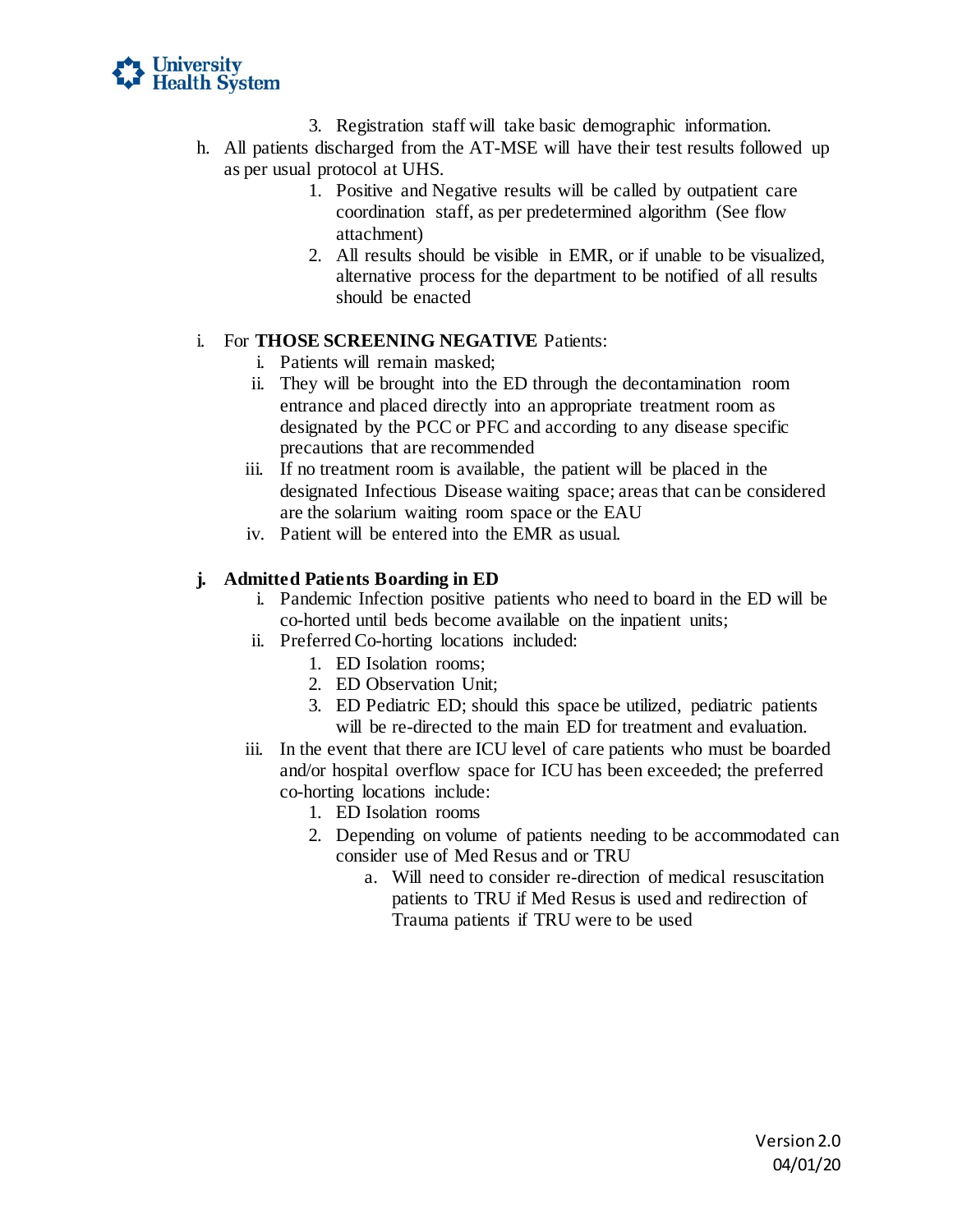3. Registration staff will take basic demographic information.

h. All patients discharged from the AT-MSE will have their test results followed up as per usual protocol at UHS.
   1. Positive and Negative results will be called by outpatient care coordination staff, as per predetermined algorithm (See flow attachment)
   2. All results should be visible in EMR, or if unable to be visualized, alternative process for the department to be notified of all results should be enacted

i. For **THOSE SCREENING NEGATIVE** Patients:
   i. Patients will remain masked;
   ii. They will be brought into the ED through the decontamination room entrance and placed directly into an appropriate treatment room as designated by the PCC or PFC and according to any disease specific precautions that are recommended
   iii. If no treatment room is available, the patient will be placed in the designated Infectious Disease waiting space; areas that can be considered are the solarium waiting room space or the EAU
   iv. Patient will be entered into the EMR as usual.

**j. Admitted Patients Boarding in ED**
   i. Pandemic Infection positive patients who need to board in the ED will be co-horted until beds become available on the inpatient units;
   ii. Preferred Co-horting locations included:
      1. ED Isolation rooms;
      2. ED Observation Unit;
      3. ED Pediatric ED; should this space be utilized, pediatric patients will be re-directed to the main ED for treatment and evaluation.
   iii. In the event that there are ICU level of care patients who must be boarded and/or hospital overflow space for ICU has been exceeded; the preferred co-horting locations include:
      1. ED Isolation rooms
      2. Depending on volume of patients needing to be accommodated can consider use of Med Resus and or TRU
         a. Will need to consider re-direction of medical resuscitation patients to TRU if Med Resus is used and redirection of Trauma patients if TRU were to be used